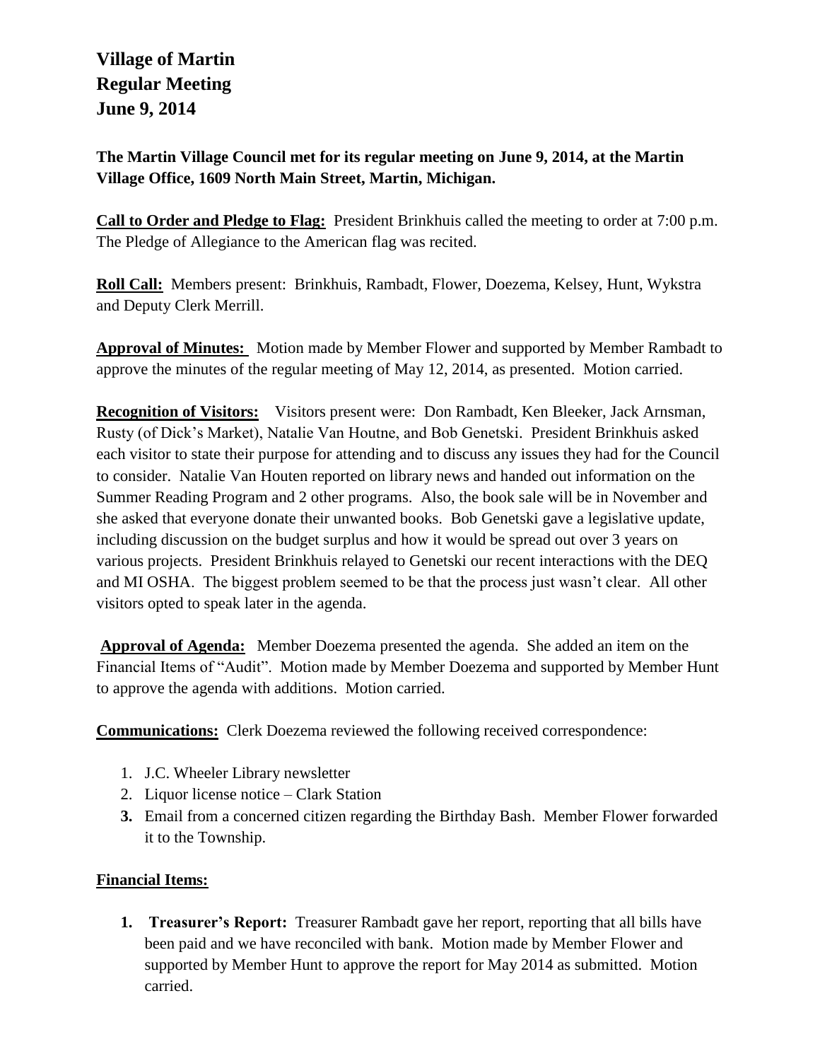# Village of Martin
# Regular Meeting
# June 9, 2014

**The Martin Village Council met for its regular meeting on June 9, 2014, at the Martin Village Office, 1609 North Main Street, Martin, Michigan.**

**Call to Order and Pledge to Flag:** President Brinkhuis called the meeting to order at 7:00 p.m. The Pledge of Allegiance to the American flag was recited.

**Roll Call:** Members present: Brinkhuis, Rambadt, Flower, Doezema, Kelsey, Hunt, Wykstra and Deputy Clerk Merrill.

**Approval of Minutes:** Motion made by Member Flower and supported by Member Rambadt to approve the minutes of the regular meeting of May 12, 2014, as presented. Motion carried.

**Recognition of Visitors:** Visitors present were: Don Rambadt, Ken Bleeker, Jack Arnsman, Rusty (of Dick's Market), Natalie Van Houtne, and Bob Genetski. President Brinkhuis asked each visitor to state their purpose for attending and to discuss any issues they had for the Council to consider. Natalie Van Houten reported on library news and handed out information on the Summer Reading Program and 2 other programs. Also, the book sale will be in November and she asked that everyone donate their unwanted books. Bob Genetski gave a legislative update, including discussion on the budget surplus and how it would be spread out over 3 years on various projects. President Brinkhuis relayed to Genetski our recent interactions with the DEQ and MI OSHA. The biggest problem seemed to be that the process just wasn't clear. All other visitors opted to speak later in the agenda.

**Approval of Agenda:** Member Doezema presented the agenda. She added an item on the Financial Items of "Audit". Motion made by Member Doezema and supported by Member Hunt to approve the agenda with additions. Motion carried.

**Communications:** Clerk Doezema reviewed the following received correspondence:

1. J.C. Wheeler Library newsletter
2. Liquor license notice – Clark Station
3. Email from a concerned citizen regarding the Birthday Bash. Member Flower forwarded it to the Township.

**Financial Items:**

1. **Treasurer's Report:** Treasurer Rambadt gave her report, reporting that all bills have been paid and we have reconciled with bank. Motion made by Member Flower and supported by Member Hunt to approve the report for May 2014 as submitted. Motion carried.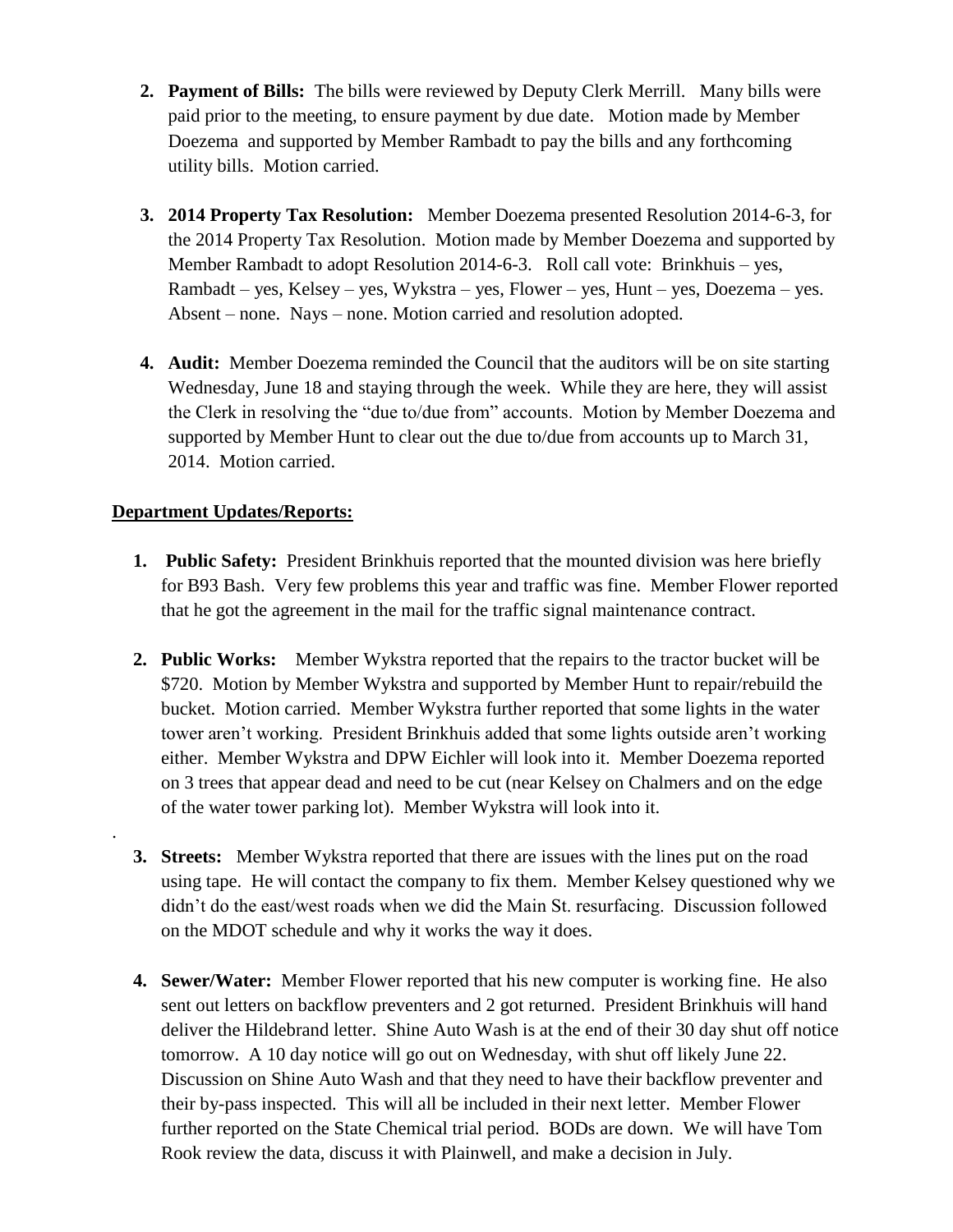2. **Payment of Bills:** The bills were reviewed by Deputy Clerk Merrill. Many bills were paid prior to the meeting, to ensure payment by due date. Motion made by Member Doezema and supported by Member Rambadt to pay the bills and any forthcoming utility bills. Motion carried.

3. **2014 Property Tax Resolution:** Member Doezema presented Resolution 2014-6-3, for the 2014 Property Tax Resolution. Motion made by Member Doezema and supported by Member Rambadt to adopt Resolution 2014-6-3. Roll call vote: Brinkhuis – yes, Rambadt – yes, Kelsey – yes, Wykstra – yes, Flower – yes, Hunt – yes, Doezema – yes. Absent – none. Nays – none. Motion carried and resolution adopted.

4. **Audit:** Member Doezema reminded the Council that the auditors will be on site starting Wednesday, June 18 and staying through the week. While they are here, they will assist the Clerk in resolving the "due to/due from" accounts. Motion by Member Doezema and supported by Member Hunt to clear out the due to/due from accounts up to March 31, 2014. Motion carried.

**<u>Department Updates/Reports:</u>**

1. **Public Safety:** President Brinkhuis reported that the mounted division was here briefly for B93 Bash. Very few problems this year and traffic was fine. Member Flower reported that he got the agreement in the mail for the traffic signal maintenance contract.

2. **Public Works:** Member Wykstra reported that the repairs to the tractor bucket will be $720. Motion by Member Wykstra and supported by Member Hunt to repair/rebuild the bucket. Motion carried. Member Wykstra further reported that some lights in the water tower aren't working. President Brinkhuis added that some lights outside aren't working either. Member Wykstra and DPW Eichler will look into it. Member Doezema reported on 3 trees that appear dead and need to be cut (near Kelsey on Chalmers and on the edge of the water tower parking lot). Member Wykstra will look into it.

3. **Streets:** Member Wykstra reported that there are issues with the lines put on the road using tape. He will contact the company to fix them. Member Kelsey questioned why we didn't do the east/west roads when we did the Main St. resurfacing. Discussion followed on the MDOT schedule and why it works the way it does.

4. **Sewer/Water:** Member Flower reported that his new computer is working fine. He also sent out letters on backflow preventers and 2 got returned. President Brinkhuis will hand deliver the Hildebrand letter. Shine Auto Wash is at the end of their 30 day shut off notice tomorrow. A 10 day notice will go out on Wednesday, with shut off likely June 22. Discussion on Shine Auto Wash and that they need to have their backflow preventer and their by-pass inspected. This will all be included in their next letter. Member Flower further reported on the State Chemical trial period. BODs are down. We will have Tom Rook review the data, discuss it with Plainwell, and make a decision in July.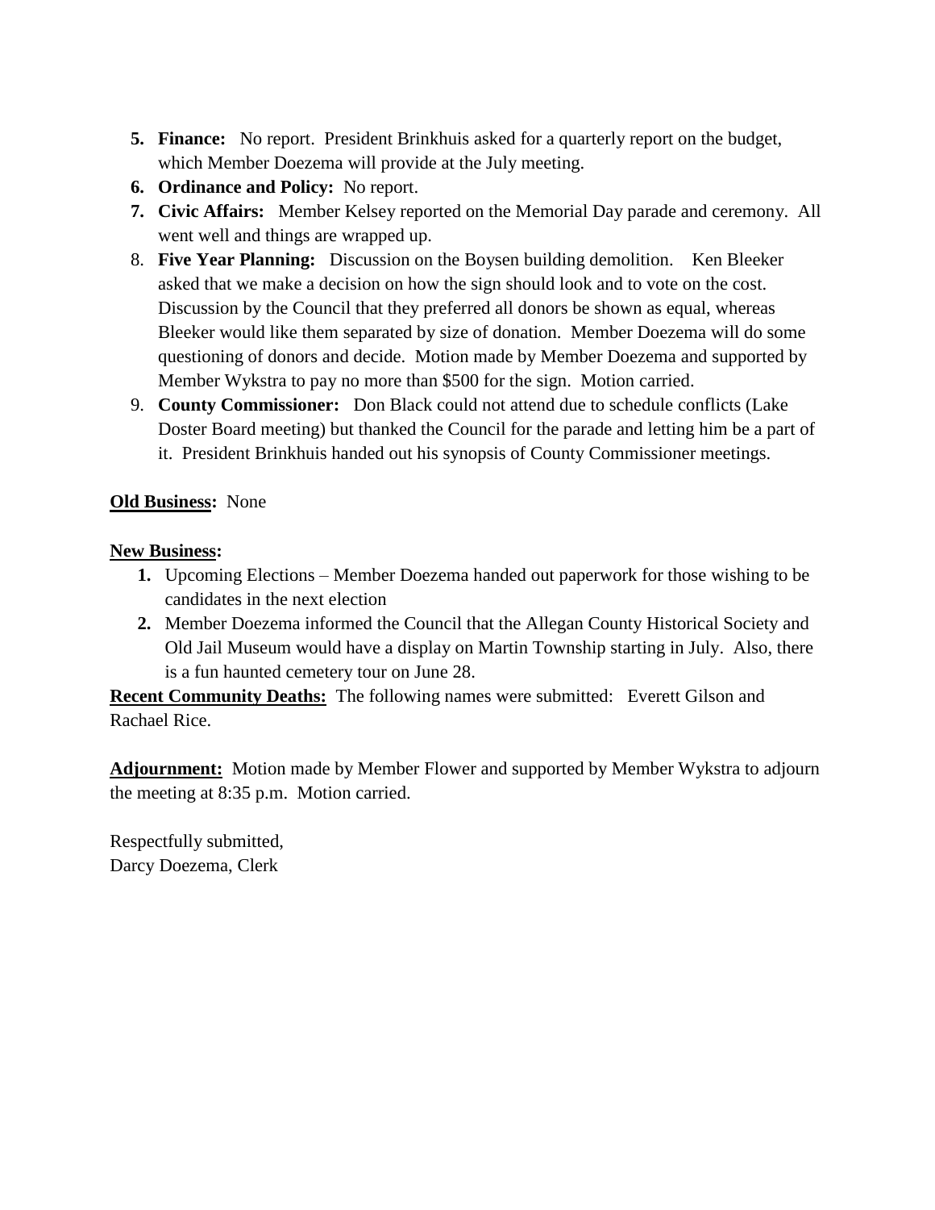5. **Finance:** No report. President Brinkhuis asked for a quarterly report on the budget, which Member Doezema will provide at the July meeting.
6. **Ordinance and Policy:** No report.
7. **Civic Affairs:** Member Kelsey reported on the Memorial Day parade and ceremony. All went well and things are wrapped up.
8. **Five Year Planning:** Discussion on the Boysen building demolition. Ken Bleeker asked that we make a decision on how the sign should look and to vote on the cost. Discussion by the Council that they preferred all donors be shown as equal, whereas Bleeker would like them separated by size of donation. Member Doezema will do some questioning of donors and decide. Motion made by Member Doezema and supported by Member Wykstra to pay no more than $500 for the sign. Motion carried.
9. **County Commissioner:** Don Black could not attend due to schedule conflicts (Lake Doster Board meeting) but thanked the Council for the parade and letting him be a part of it. President Brinkhuis handed out his synopsis of County Commissioner meetings.

**Old Business:** None

**New Business:**

1. Upcoming Elections – Member Doezema handed out paperwork for those wishing to be candidates in the next election
2. Member Doezema informed the Council that the Allegan County Historical Society and Old Jail Museum would have a display on Martin Township starting in July. Also, there is a fun haunted cemetery tour on June 28.

**Recent Community Deaths:** The following names were submitted: Everett Gilson and Rachael Rice.

**Adjournment:** Motion made by Member Flower and supported by Member Wykstra to adjourn the meeting at 8:35 p.m. Motion carried.

Respectfully submitted,
Darcy Doezema, Clerk